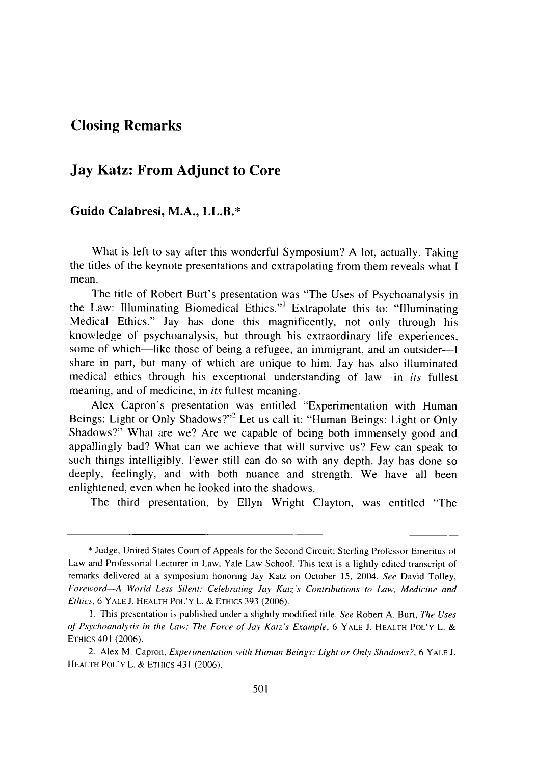# Closing Remarks

## Jay Katz: From Adjunct to Core

### Guido Calabresi, M.A., LL.B.*

What is left to say after this wonderful Symposium? A lot, actually. Taking the titles of the keynote presentations and extrapolating from them reveals what I mean.

The title of Robert Burt's presentation was "The Uses of Psychoanalysis in the Law: Illuminating Biomedical Ethics."[1] Extrapolate this to: "Illuminating Medical Ethics." Jay has done this magnificently, not only through his knowledge of psychoanalysis, but through his extraordinary life experiences, some of which—like those of being a refugee, an immigrant, and an outsider—I share in part, but many of which are unique to him. Jay has also illuminated medical ethics through his exceptional understanding of law—in *its* fullest meaning, and of medicine, in *its* fullest meaning.

Alex Capron's presentation was entitled "Experimentation with Human Beings: Light or Only Shadows?"[2] Let us call it: "Human Beings: Light or Only Shadows?" What are we? Are we capable of being both immensely good and appallingly bad? What can we achieve that will survive us? Few can speak to such things intelligibly. Fewer still can do so with any depth. Jay has done so deeply, feelingly, and with both nuance and strength. We have all been enlightened, even when he looked into the shadows.

The third presentation, by Ellyn Wright Clayton, was entitled "The

---

\* Judge, United States Court of Appeals for the Second Circuit; Sterling Professor Emeritus of Law and Professorial Lecturer in Law, Yale Law School. This text is a lightly edited transcript of remarks delivered at a symposium honoring Jay Katz on October 15, 2004. *See* David Tolley, *Foreword—A World Less Silent: Celebrating Jay Katz's Contributions to Law, Medicine and Ethics*, 6 YALE J. HEALTH POL'Y L. & ETHICS 393 (2006).

1. This presentation is published under a slightly modified title. *See* Robert A. Burt, *The Uses of Psychoanalysis in the Law: The Force of Jay Katz's Example*, 6 YALE J. HEALTH POL'Y L. & ETHICS 401 (2006).

2. Alex M. Capron, *Experimentation with Human Beings: Light or Only Shadows?*, 6 YALE J. HEALTH POL'Y L. & ETHICS 431 (2006).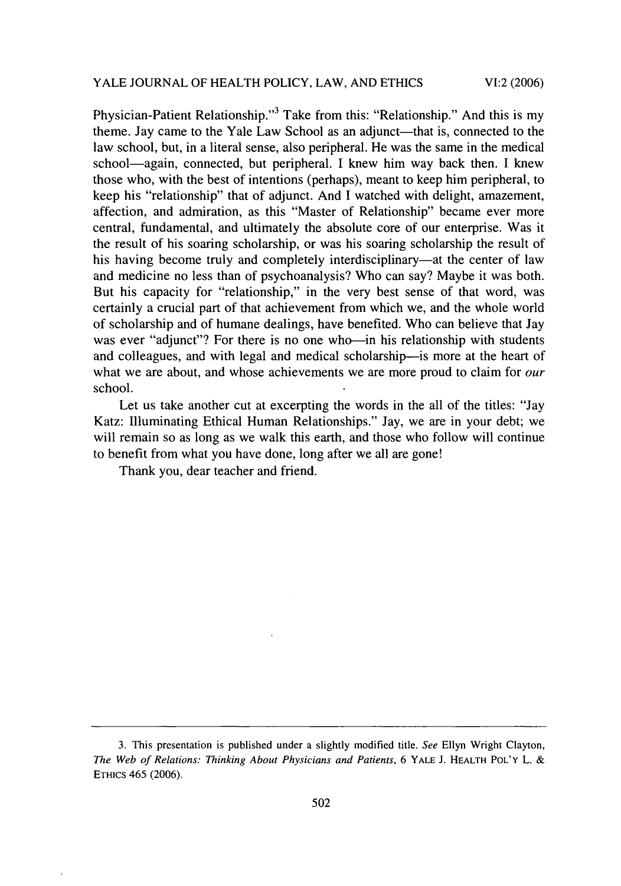Physician-Patient Relationship."[3] Take from this: "Relationship." And this is my theme. Jay came to the Yale Law School as an adjunct—that is, connected to the law school, but, in a literal sense, also peripheral. He was the same in the medical school—again, connected, but peripheral. I knew him way back then. I knew those who, with the best of intentions (perhaps), meant to keep him peripheral, to keep his "relationship" that of adjunct. And I watched with delight, amazement, affection, and admiration, as this "Master of Relationship" became ever more central, fundamental, and ultimately the absolute core of our enterprise. Was it the result of his soaring scholarship, or was his soaring scholarship the result of his having become truly and completely interdisciplinary—at the center of law and medicine no less than of psychoanalysis? Who can say? Maybe it was both. But his capacity for "relationship," in the very best sense of that word, was certainly a crucial part of that achievement from which we, and the whole world of scholarship and of humane dealings, have benefited. Who can believe that Jay was ever "adjunct"? For there is no one who—in his relationship with students and colleagues, and with legal and medical scholarship—is more at the heart of what we are about, and whose achievements we are more proud to claim for *our* school.

Let us take another cut at excerpting the words in the all of the titles: "Jay Katz: Illuminating Ethical Human Relationships." Jay, we are in your debt; we will remain so as long as we walk this earth, and those who follow will continue to benefit from what you have done, long after we all are gone!

Thank you, dear teacher and friend.

---

3. This presentation is published under a slightly modified title. *See* Ellyn Wright Clayton, *The Web of Relations: Thinking About Physicians and Patients*, 6 YALE J. HEALTH POL'Y L. & ETHICS 465 (2006).